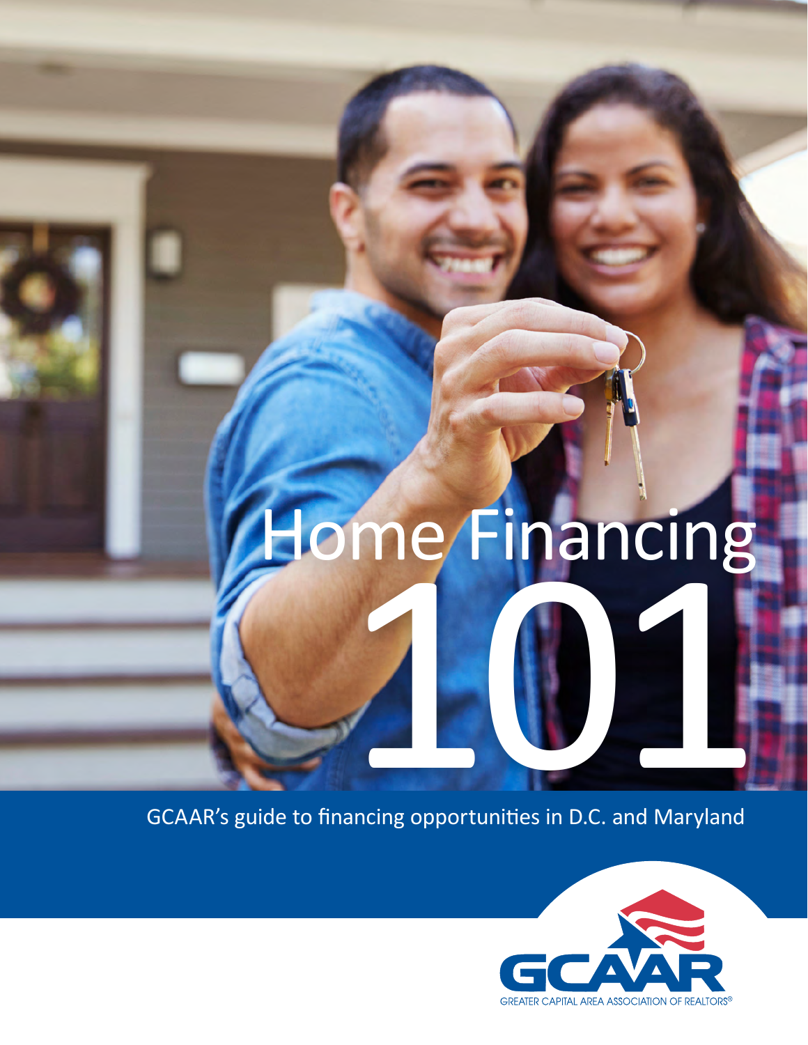# Home Financing 101

GCAAR's guide to financing opportunities in D.C. and Maryland

GCAAR

GREATER CAPITAL AREA ASSOCIATION OF REALTORS®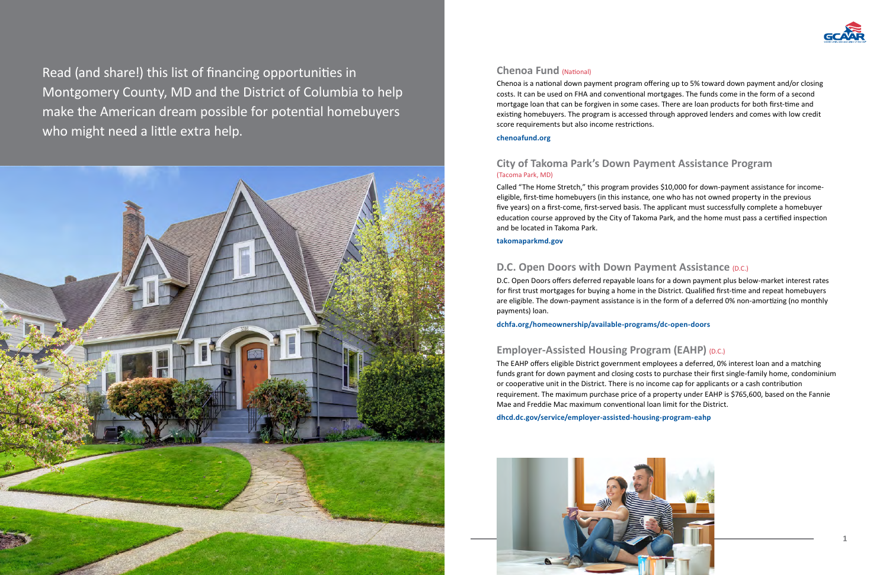Read (and share!) this list of financing opportunities in Montgomery County, MD and the District of Columbia to help make the American dream possible for potential homebuyers who might need a little extra help.

## Chenoa Fund (National)

Chenoa is a national down payment program offering up to 5% toward down payment and/or closing costs. It can be used on FHA and conventional mortgages. The funds come in the form of a second mortgage loan that can be forgiven in some cases. There are loan products for both first-time and existing homebuyers. The program is accessed through approved lenders and comes with low credit score requirements but also income restrictions.

**chenoafund.org**

## City of Takoma Park's Down Payment Assistance Program

(Tacoma Park, MD)

Called "The Home Stretch," this program provides $10,000 for down-payment assistance for income-eligible, first-time homebuyers (in this instance, one who has not owned property in the previous five years) on a first-come, first-served basis. The applicant must successfully complete a homebuyer education course approved by the City of Takoma Park, and the home must pass a certified inspection and be located in Takoma Park.

**takomaparkmd.gov**

## D.C. Open Doors with Down Payment Assistance (D.C.)

D.C. Open Doors offers deferred repayable loans for a down payment plus below-market interest rates for first trust mortgages for buying a home in the District. Qualified first-time and repeat homebuyers are eligible. The down-payment assistance is in the form of a deferred 0% non-amortizing (no monthly payments) loan.

**dchfa.org/homeownership/available-programs/dc-open-doors**

## Employer-Assisted Housing Program (EAHP) (D.C.)

The EAHP offers eligible District government employees a deferred, 0% interest loan and a matching funds grant for down payment and closing costs to purchase their first single-family home, condominium or cooperative unit in the District. There is no income cap for applicants or a cash contribution requirement. The maximum purchase price of a property under EAHP is $765,600, based on the Fannie Mae and Freddie Mac maximum conventional loan limit for the District.

**dhcd.dc.gov/service/employer-assisted-housing-program-eahp**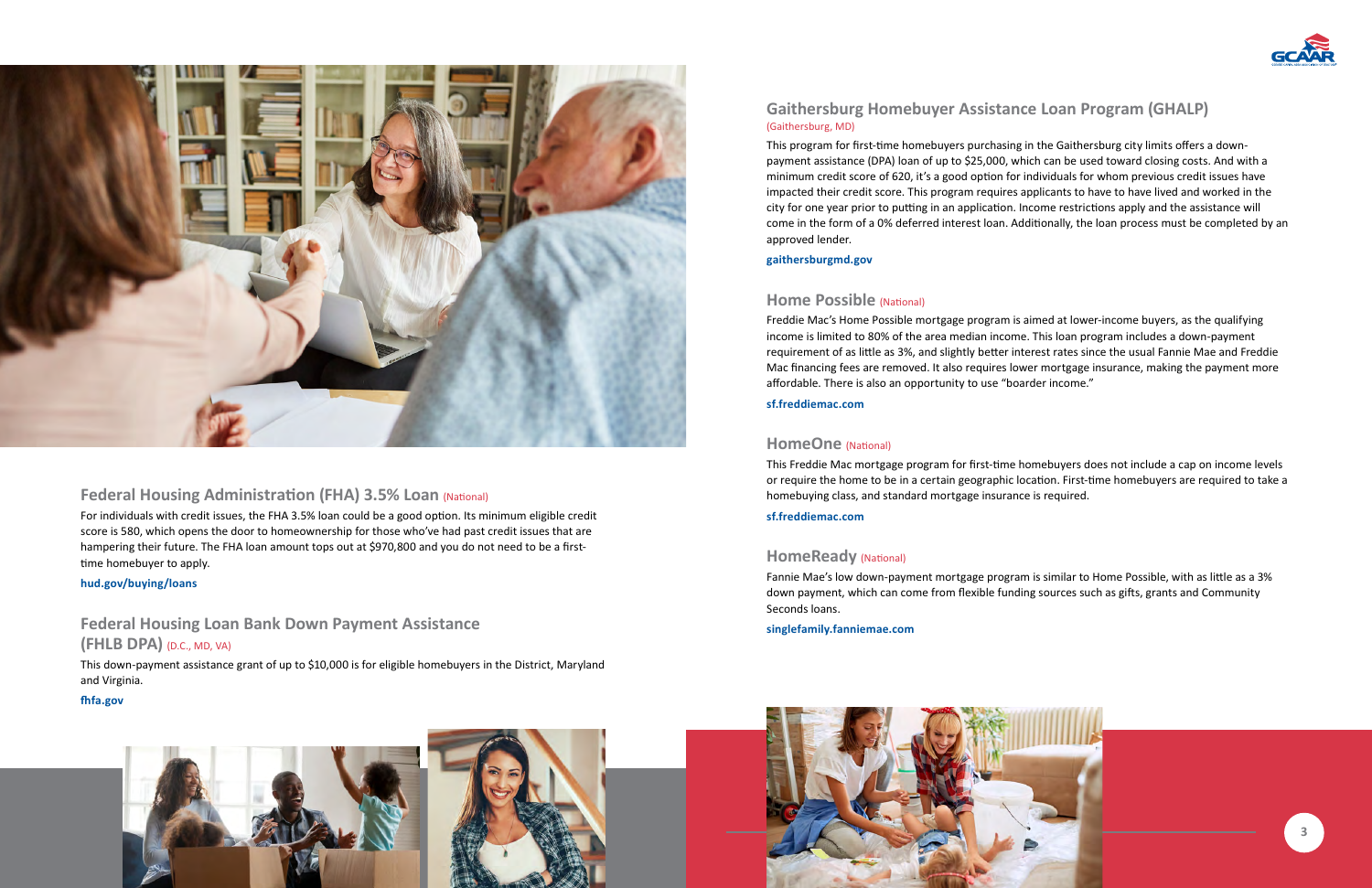## Federal Housing Administration (FHA) 3.5% Loan (National)

For individuals with credit issues, the FHA 3.5% loan could be a good option. Its minimum eligible credit score is 580, which opens the door to homeownership for those who've had past credit issues that are hampering their future. The FHA loan amount tops out at $970,800 and you do not need to be a first-time homebuyer to apply.

**hud.gov/buying/loans**

## Federal Housing Loan Bank Down Payment Assistance (FHLB DPA) (D.C., MD, VA)

This down-payment assistance grant of up to $10,000 is for eligible homebuyers in the District, Maryland and Virginia.

**fhfa.gov**

## Gaithersburg Homebuyer Assistance Loan Program (GHALP) (Gaithersburg, MD)

This program for first-time homebuyers purchasing in the Gaithersburg city limits offers a down-payment assistance (DPA) loan of up to $25,000, which can be used toward closing costs. And with a minimum credit score of 620, it's a good option for individuals for whom previous credit issues have impacted their credit score. This program requires applicants to have to have lived and worked in the city for one year prior to putting in an application. Income restrictions apply and the assistance will come in the form of a 0% deferred interest loan. Additionally, the loan process must be completed by an approved lender.

**gaithersburgmd.gov**

## Home Possible (National)

Freddie Mac's Home Possible mortgage program is aimed at lower-income buyers, as the qualifying income is limited to 80% of the area median income. This loan program includes a down-payment requirement of as little as 3%, and slightly better interest rates since the usual Fannie Mae and Freddie Mac financing fees are removed. It also requires lower mortgage insurance, making the payment more affordable. There is also an opportunity to use "boarder income."

**sf.freddiemac.com**

## HomeOne (National)

This Freddie Mac mortgage program for first-time homebuyers does not include a cap on income levels or require the home to be in a certain geographic location. First-time homebuyers are required to take a homebuying class, and standard mortgage insurance is required.

**sf.freddiemac.com**

## HomeReady (National)

Fannie Mae's low down-payment mortgage program is similar to Home Possible, with as little as a 3% down payment, which can come from flexible funding sources such as gifts, grants and Community Seconds loans.

**singlefamily.fanniemae.com**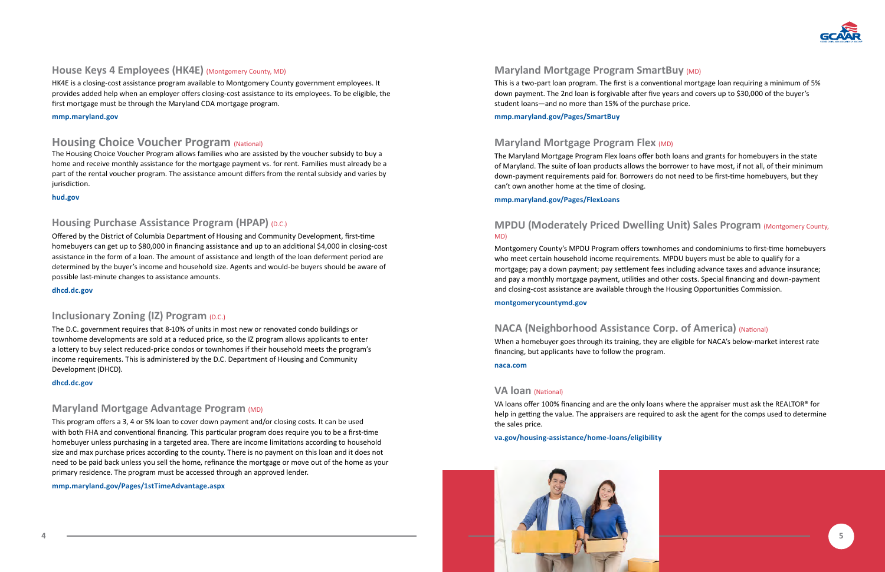## House Keys 4 Employees (HK4E) (Montgomery County, MD)

HK4E is a closing-cost assistance program available to Montgomery County government employees. It provides added help when an employer offers closing-cost assistance to its employees. To be eligible, the first mortgage must be through the Maryland CDA mortgage program.

**mmp.maryland.gov**

## Housing Choice Voucher Program (National)

The Housing Choice Voucher Program allows families who are assisted by the voucher subsidy to buy a home and receive monthly assistance for the mortgage payment vs. for rent. Families must already be a part of the rental voucher program. The assistance amount differs from the rental subsidy and varies by jurisdiction.

**hud.gov**

## Housing Purchase Assistance Program (HPAP) (D.C.)

Offered by the District of Columbia Department of Housing and Community Development, first-time homebuyers can get up to $80,000 in financing assistance and up to an additional $4,000 in closing-cost assistance in the form of a loan. The amount of assistance and length of the loan deferment period are determined by the buyer's income and household size. Agents and would-be buyers should be aware of possible last-minute changes to assistance amounts.

**dhcd.dc.gov**

## Inclusionary Zoning (IZ) Program (D.C.)

The D.C. government requires that 8-10% of units in most new or renovated condo buildings or townhome developments are sold at a reduced price, so the IZ program allows applicants to enter a lottery to buy select reduced-price condos or townhomes if their household meets the program's income requirements. This is administered by the D.C. Department of Housing and Community Development (DHCD).

**dhcd.dc.gov**

## Maryland Mortgage Advantage Program (MD)

This program offers a 3, 4 or 5% loan to cover down payment and/or closing costs. It can be used with both FHA and conventional financing. This particular program does require you to be a first-time homebuyer unless purchasing in a targeted area. There are income limitations according to household size and max purchase prices according to the county. There is no payment on this loan and it does not need to be paid back unless you sell the home, refinance the mortgage or move out of the home as your primary residence. The program must be accessed through an approved lender.

**mmp.maryland.gov/Pages/1stTimeAdvantage.aspx**

## Maryland Mortgage Program SmartBuy (MD)

This is a two-part loan program. The first is a conventional mortgage loan requiring a minimum of 5% down payment. The 2nd loan is forgivable after five years and covers up to $30,000 of the buyer's student loans—and no more than 15% of the purchase price.

**mmp.maryland.gov/Pages/SmartBuy**

## Maryland Mortgage Program Flex (MD)

The Maryland Mortgage Program Flex loans offer both loans and grants for homebuyers in the state of Maryland. The suite of loan products allows the borrower to have most, if not all, of their minimum down-payment requirements paid for. Borrowers do not need to be first-time homebuyers, but they can't own another home at the time of closing.

**mmp.maryland.gov/Pages/FlexLoans**

## MPDU (Moderately Priced Dwelling Unit) Sales Program (Montgomery County, MD)

Montgomery County's MPDU Program offers townhomes and condominiums to first-time homebuyers who meet certain household income requirements. MPDU buyers must be able to qualify for a mortgage; pay a down payment; pay settlement fees including advance taxes and advance insurance; and pay a monthly mortgage payment, utilities and other costs. Special financing and down-payment and closing-cost assistance are available through the Housing Opportunities Commission.

**montgomerycountymd.gov**

## NACA (Neighborhood Assistance Corp. of America) (National)

When a homebuyer goes through its training, they are eligible for NACA's below-market interest rate financing, but applicants have to follow the program.

**naca.com**

## VA loan (National)

VA loans offer 100% financing and are the only loans where the appraiser must ask the REALTOR® for help in getting the value. The appraisers are required to ask the agent for the comps used to determine the sales price.

**va.gov/housing-assistance/home-loans/eligibility**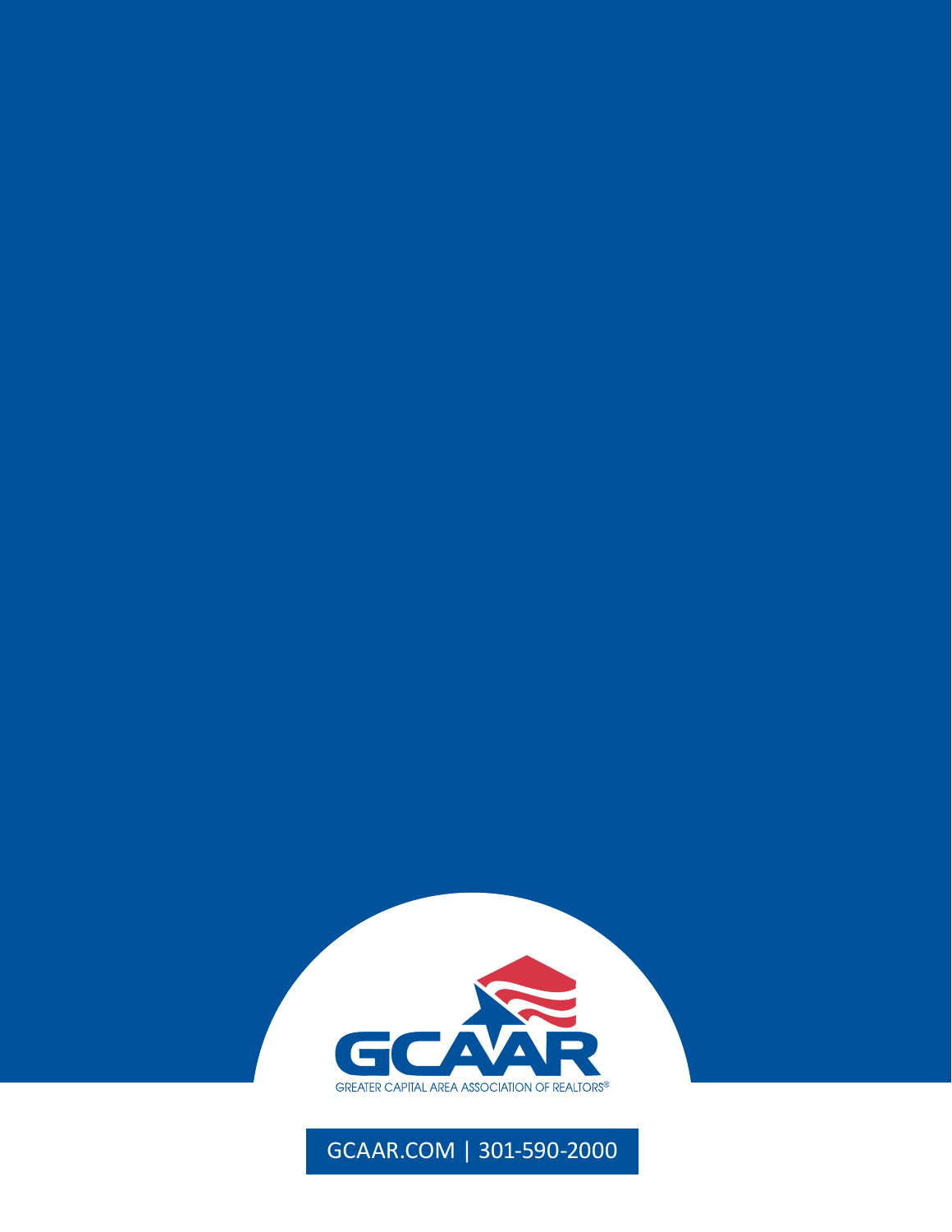GCAAR

GREATER CAPITAL AREA ASSOCIATION OF REALTORS®

GCAAR.COM | 301-590-2000